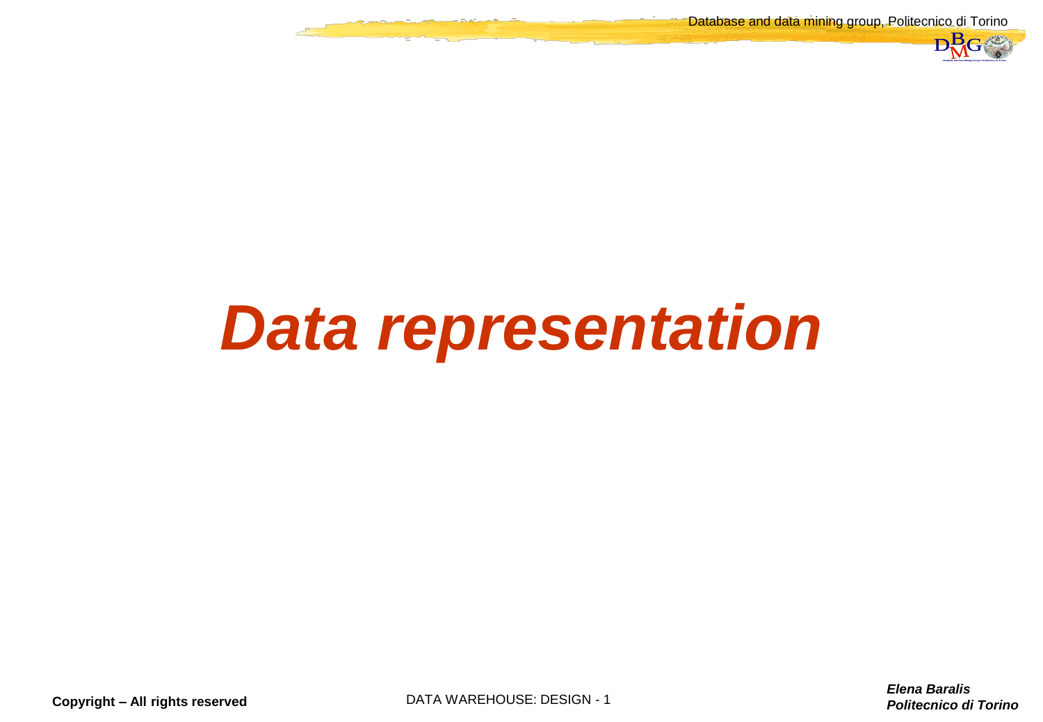# *Data representation*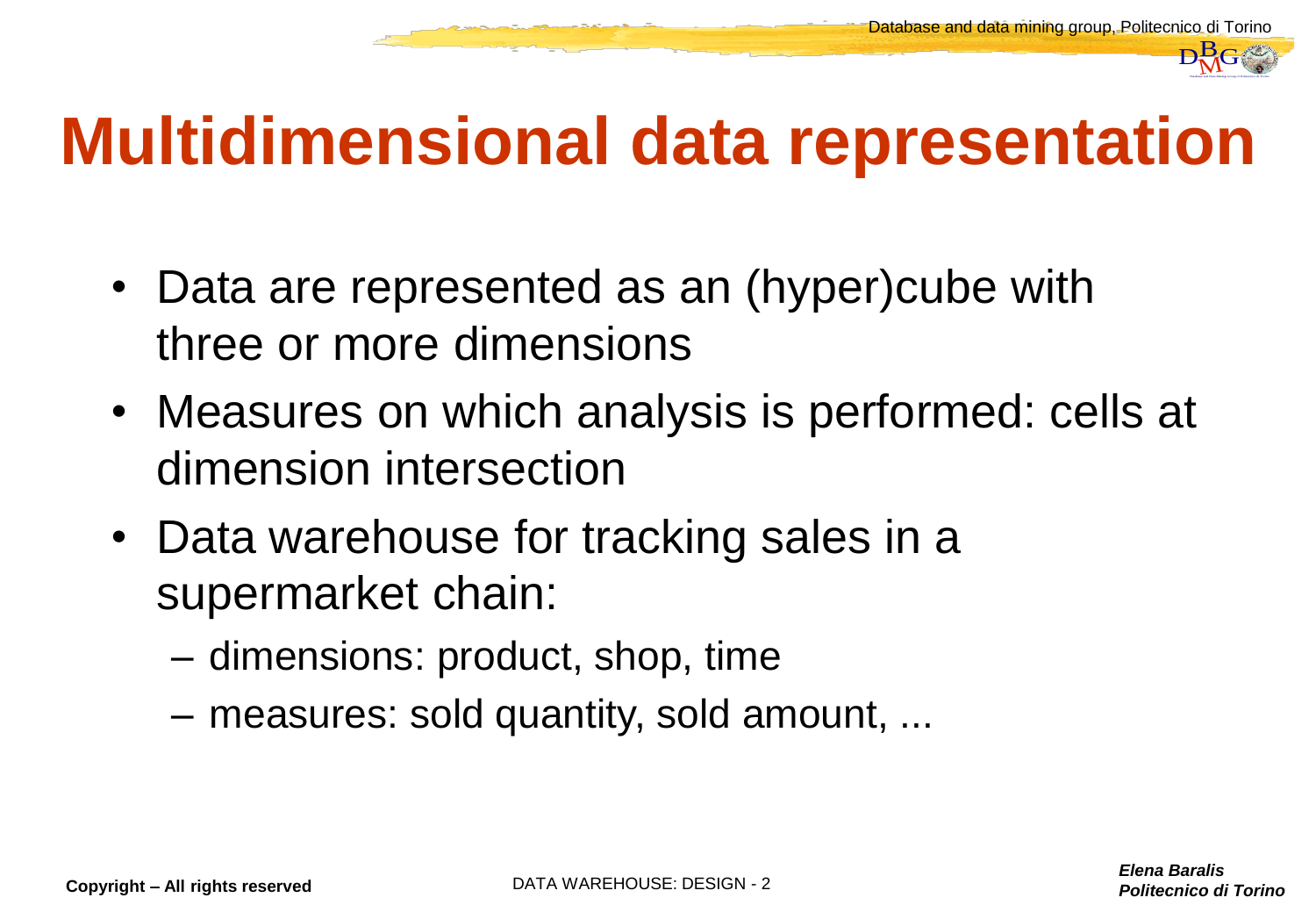# Multidimensional data representation

- Data are represented as an (hyper)cube with three or more dimensions
- Measures on which analysis is performed: cells at dimension intersection
- Data warehouse for tracking sales in a supermarket chain:
  - dimensions: product, shop, time
  - measures: sold quantity, sold amount, ...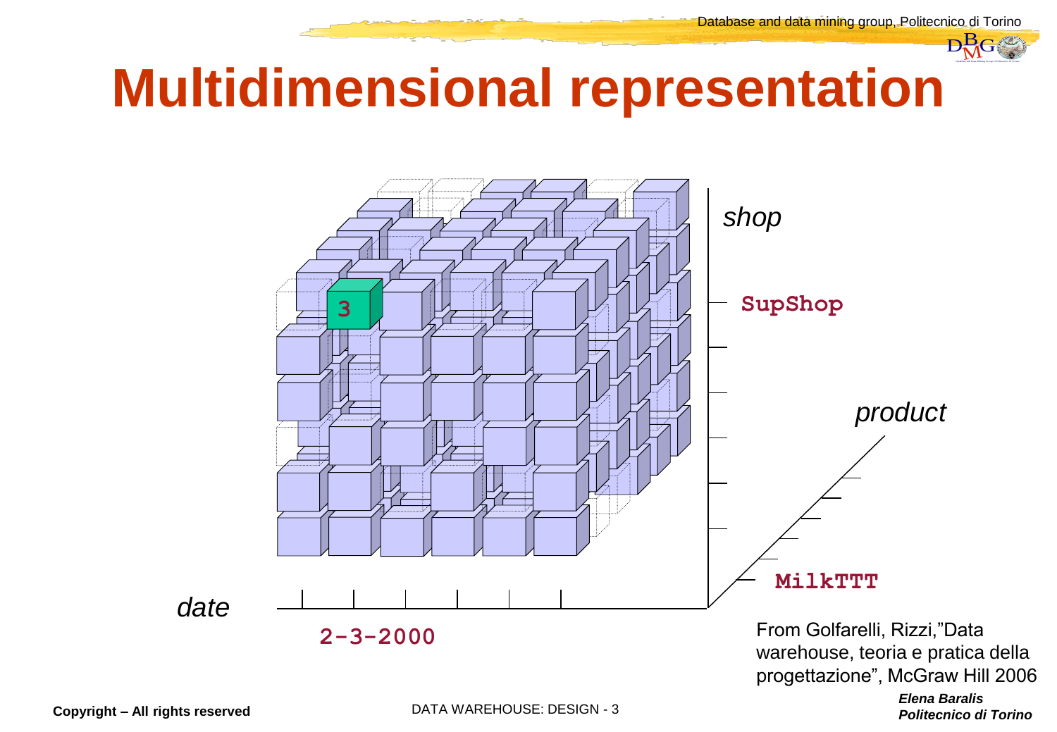# Multidimensional representation

shop

SupShop

product

MilkTTT

date

2-3-2000

3

From Golfarelli, Rizzi,"Data warehouse, teoria e pratica della progettazione", McGraw Hill 2006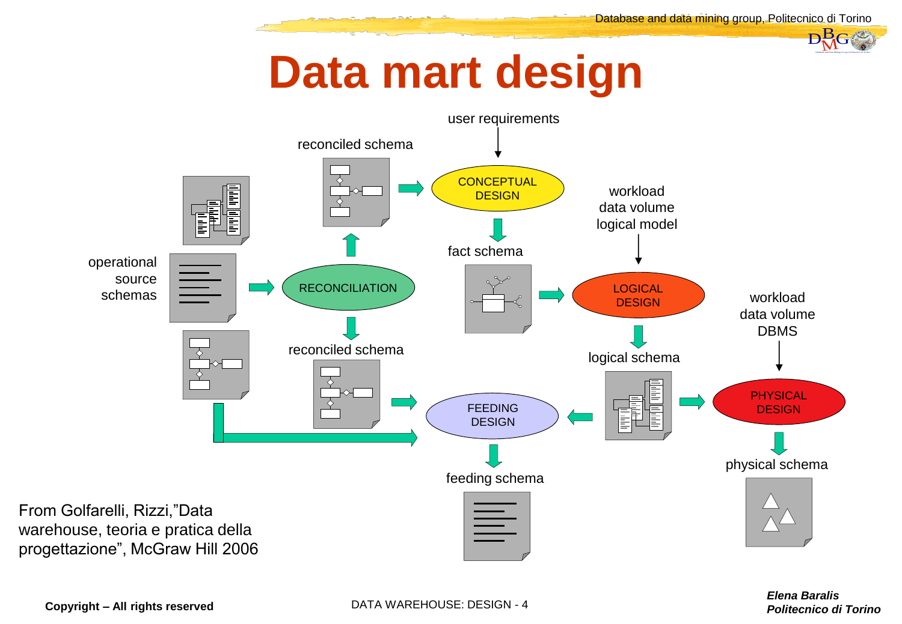# Data mart design

user requirements

reconciled schema

CONCEPTUAL DESIGN

workload
data volume
logical model

fact schema

operational source schemas

RECONCILIATION

LOGICAL DESIGN

workload
data volume
DBMS

reconciled schema

logical schema

PHYSICAL DESIGN

FEEDING DESIGN

physical schema

feeding schema

From Golfarelli, Rizzi,"Data warehouse, teoria e pratica della progettazione", McGraw Hill 2006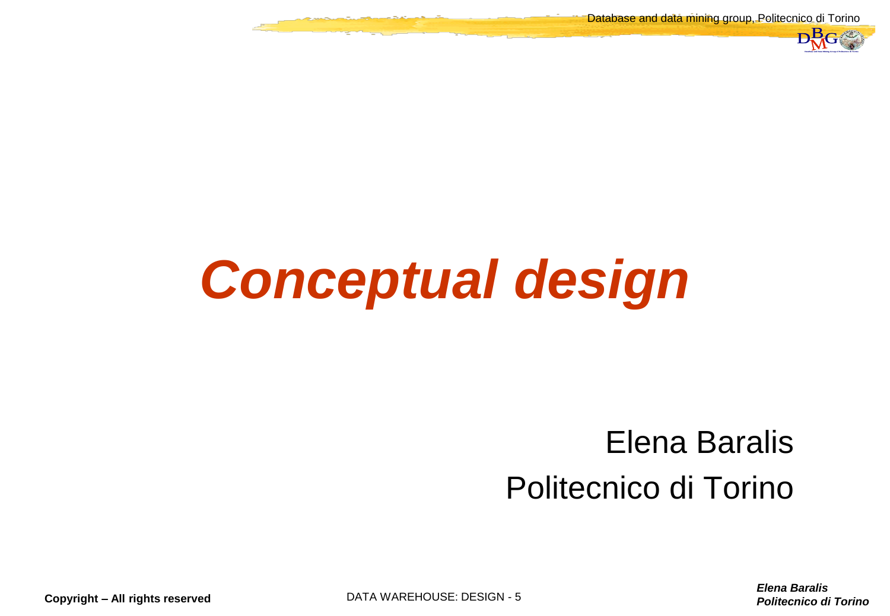# *Conceptual design*

Elena Baralis

Politecnico di Torino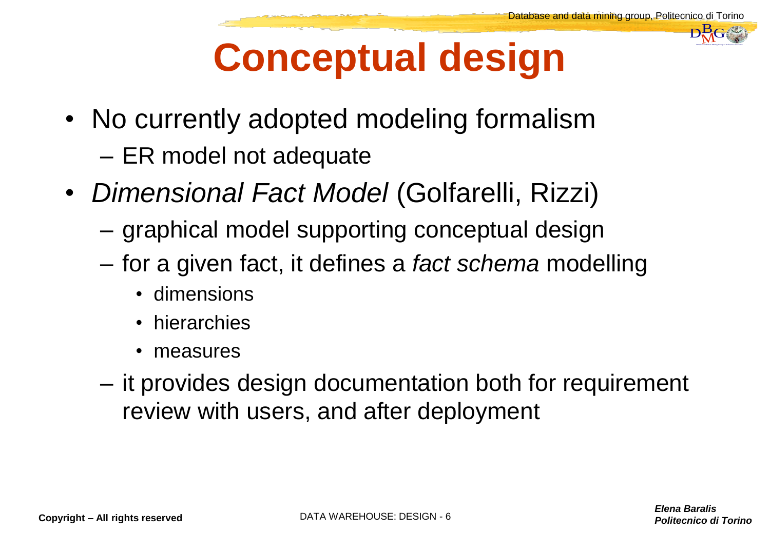# Conceptual design

- No currently adopted modeling formalism
  - ER model not adequate
- *Dimensional Fact Model* (Golfarelli, Rizzi)
  - graphical model supporting conceptual design
  - for a given fact, it defines a *fact schema* modelling
    - dimensions
    - hierarchies
    - measures
  - it provides design documentation both for requirement review with users, and after deployment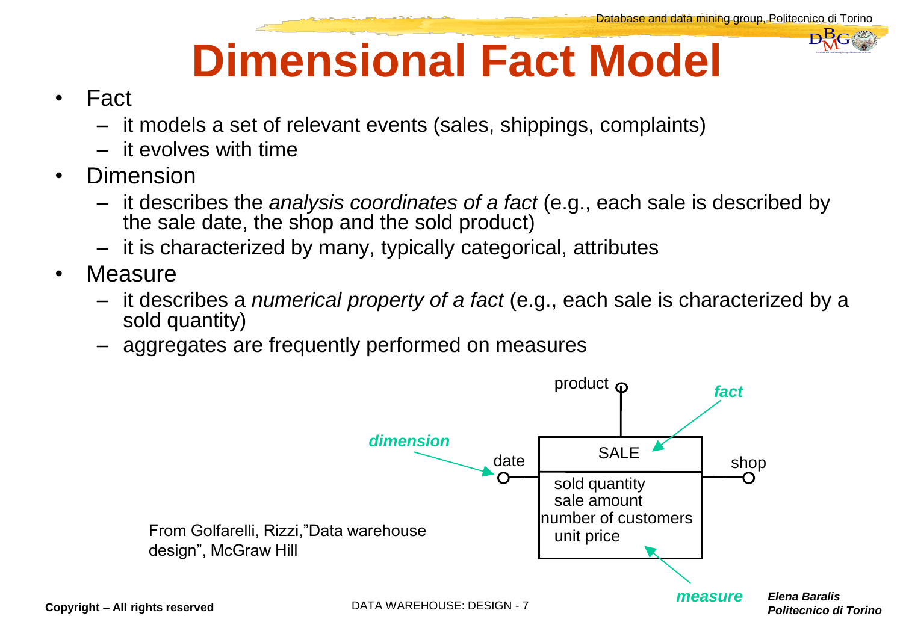# Dimensional Fact Model

- Fact
  - it models a set of relevant events (sales, shippings, complaints)
  - it evolves with time
- Dimension
  - it describes the *analysis coordinates of a fact* (e.g., each sale is described by the sale date, the shop and the sold product)
  - it is characterized by many, typically categorical, attributes
- Measure
  - it describes a *numerical property of a fact* (e.g., each sale is characterized by a sold quantity)
  - aggregates are frequently performed on measures

***dimension*** → date

product

***fact*** → SALE

shop

sold quantity
sale amount
number of customers
unit price

***measure***

From Golfarelli, Rizzi,"Data warehouse design", McGraw Hill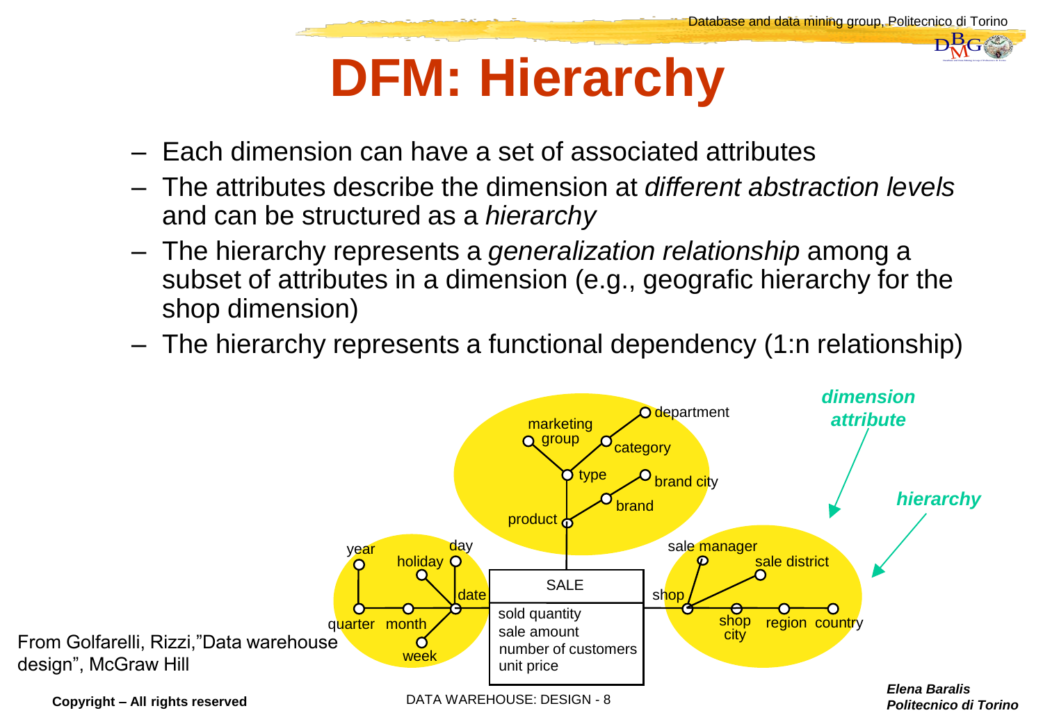# DFM: Hierarchy

- Each dimension can have a set of associated attributes
- The attributes describe the dimension at *different abstraction levels* and can be structured as a *hierarchy*
- The hierarchy represents a *generalization relationship* among a subset of attributes in a dimension (e.g., geografic hierarchy for the shop dimension)
- The hierarchy represents a functional dependency (1:n relationship)

From Golfarelli, Rizzi,"Data warehouse design", McGraw Hill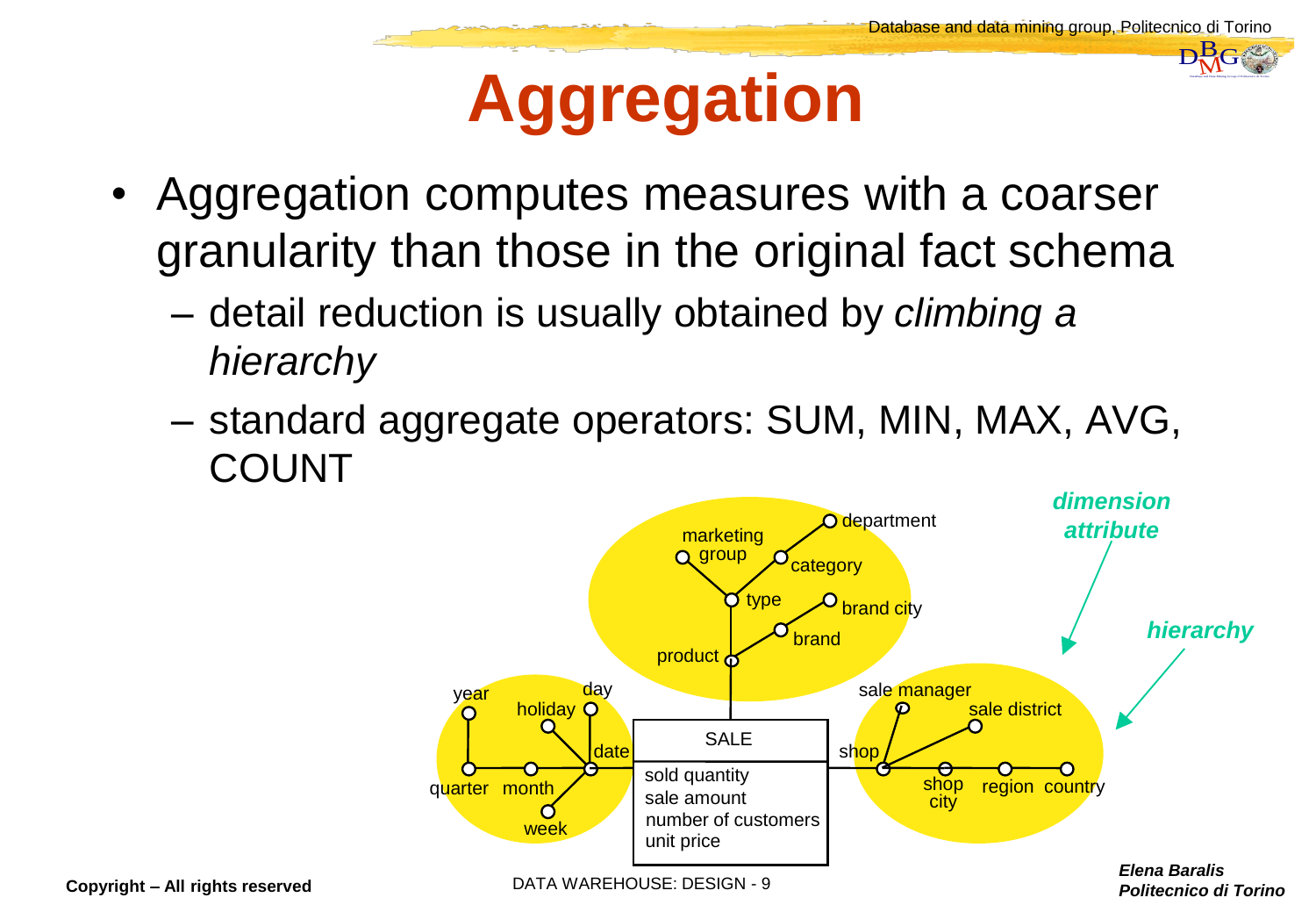# Aggregation

- Aggregation computes measures with a coarser granularity than those in the original fact schema
  - detail reduction is usually obtained by *climbing a hierarchy*
  - standard aggregate operators: SUM, MIN, MAX, AVG, COUNT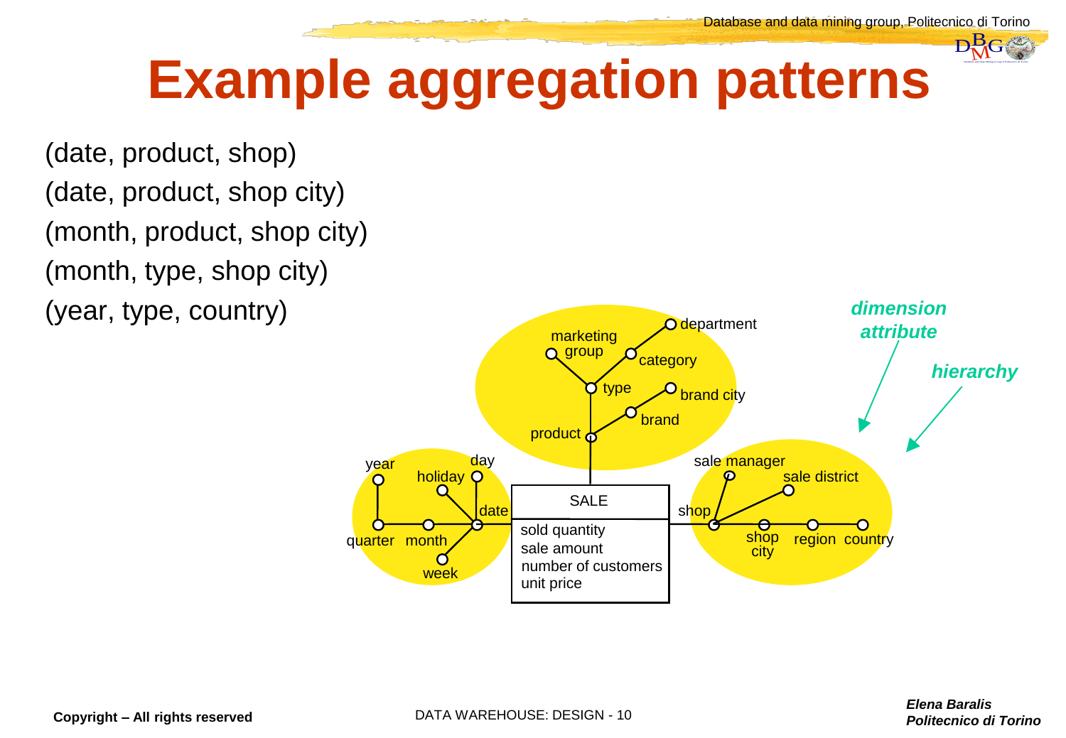# Example aggregation patterns

(date, product, shop)

(date, product, shop city)

(month, product, shop city)

(month, type, shop city)

(year, type, country)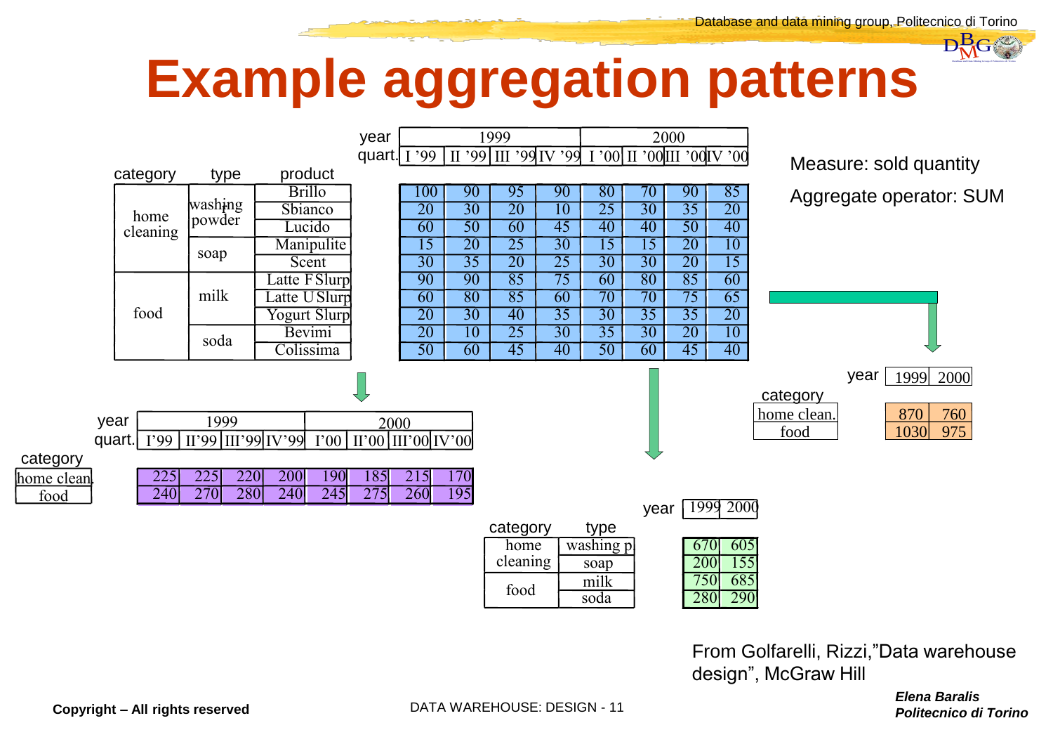# Example aggregation patterns

Measure: sold quantity

Aggregate operator: SUM

| category | type | product | I '99 | II '99 | III '99 | IV '99 | I '00 | II '00 | III '00 | IV '00 |
|---|---|---|---|---|---|---|---|---|---|---|
| | | | 1999 | | | | 2000 | | | |
| home cleaning | washing powder | Brillo | 100 | 90 | 95 | 90 | 80 | 70 | 90 | 85 |
| | | Sbianco | 20 | 30 | 20 | 10 | 25 | 30 | 35 | 20 |
| | | Lucido | 60 | 50 | 60 | 45 | 40 | 40 | 50 | 40 |
| | soap | Manipulite | 15 | 20 | 25 | 30 | 15 | 15 | 20 | 10 |
| | | Scent | 30 | 35 | 20 | 25 | 30 | 30 | 20 | 15 |
| food | milk | Latte F Slurp | 90 | 90 | 85 | 75 | 60 | 80 | 85 | 60 |
| | | Latte U Slurp | 60 | 80 | 85 | 60 | 70 | 70 | 75 | 65 |
| | | Yogurt Slurp | 20 | 30 | 40 | 35 | 30 | 35 | 35 | 20 |
| | soda | Bevimi | 20 | 10 | 25 | 30 | 35 | 30 | 20 | 10 |
| | | Colissima | 50 | 60 | 45 | 40 | 50 | 60 | 45 | 40 |

| category | I'99 | II'99 | III'99 | IV'99 | I'00 | II'00 | III'00 | IV'00 |
|---|---|---|---|---|---|---|---|---|
| | 1999 | | | | 2000 | | | |
| home clean. | 225 | 225 | 220 | 200 | 190 | 185 | 215 | 170 |
| food | 240 | 270 | 280 | 240 | 245 | 275 | 260 | 195 |

| category | 1999 | 2000 |
|---|---|---|
| home clean. | 870 | 760 |
| food | 1030 | 975 |

| category | type | 1999 | 2000 |
|---|---|---|---|
| home cleaning | washing p | 670 | 605 |
| | soap | 200 | 155 |
| food | milk | 750 | 685 |
| | soda | 280 | 290 |

From Golfarelli, Rizzi,"Data warehouse design", McGraw Hill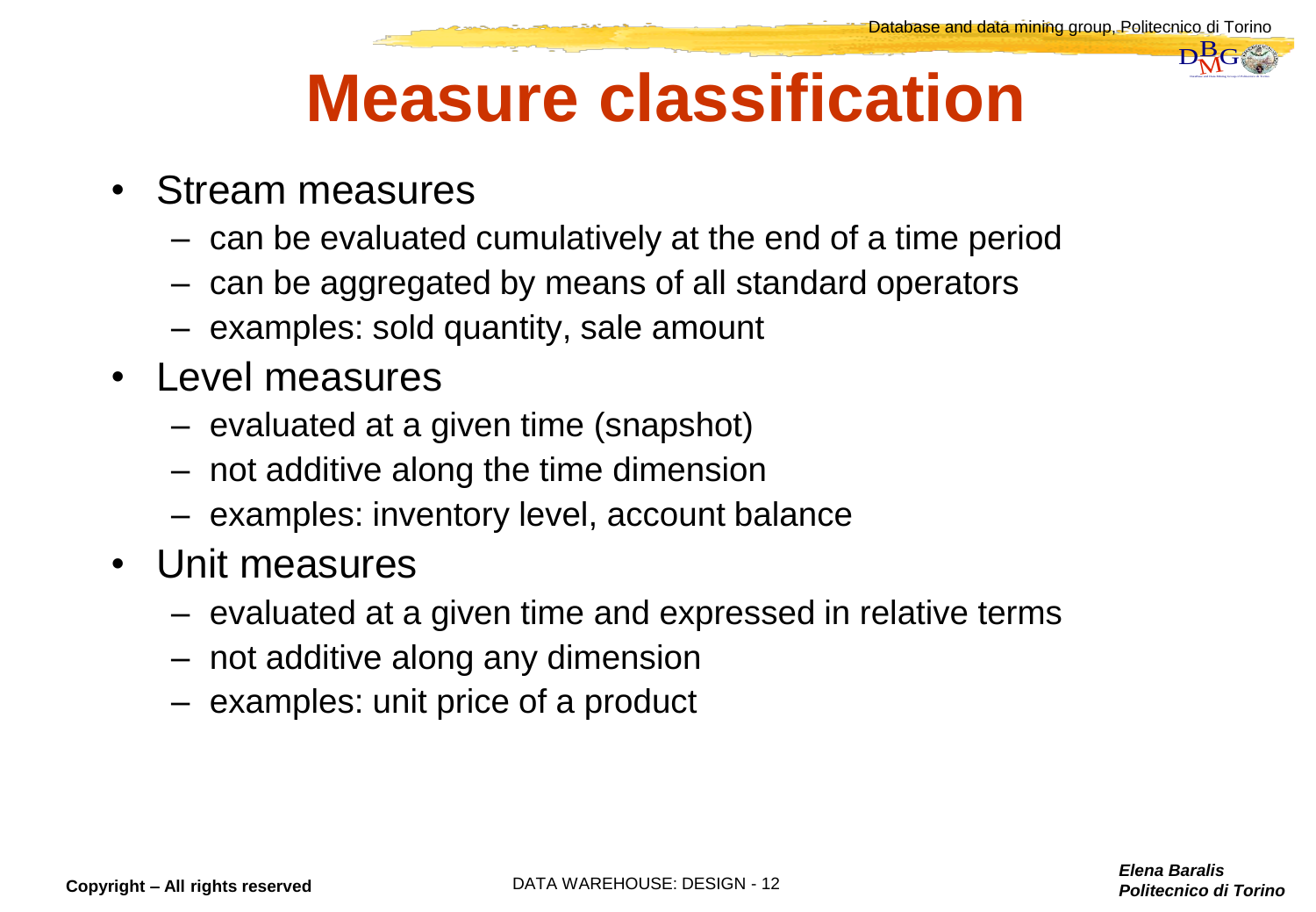# Measure classification

- Stream measures
  - can be evaluated cumulatively at the end of a time period
  - can be aggregated by means of all standard operators
  - examples: sold quantity, sale amount
- Level measures
  - evaluated at a given time (snapshot)
  - not additive along the time dimension
  - examples: inventory level, account balance
- Unit measures
  - evaluated at a given time and expressed in relative terms
  - not additive along any dimension
  - examples: unit price of a product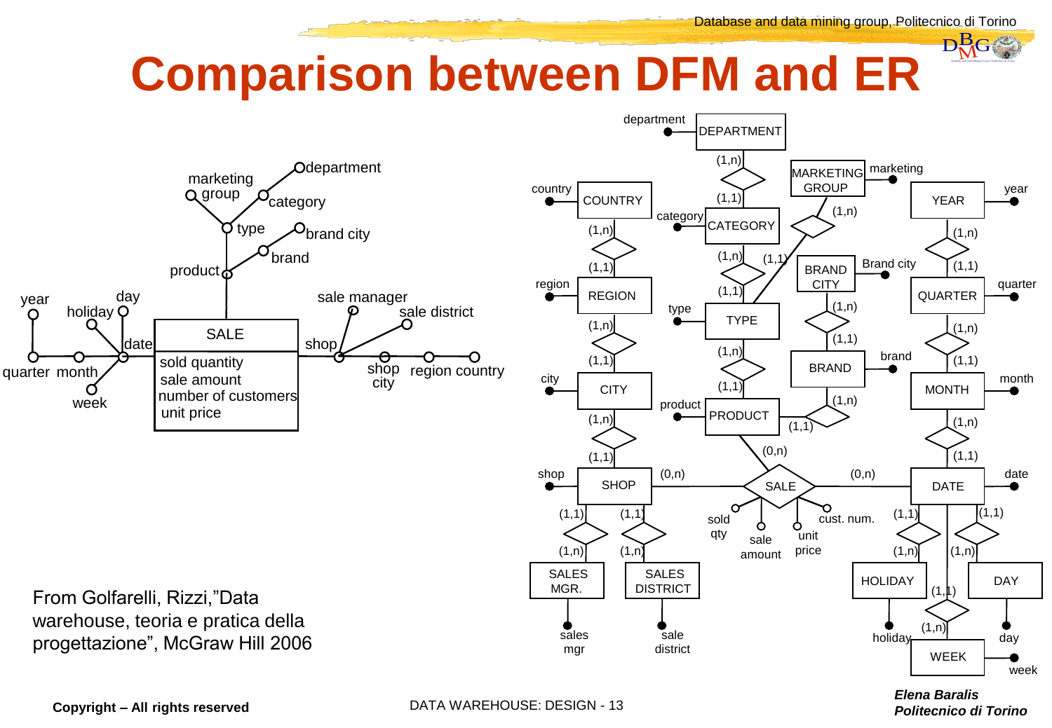# Comparison between DFM and ER

From Golfarelli, Rizzi,"Data warehouse, teoria e pratica della progettazione", McGraw Hill 2006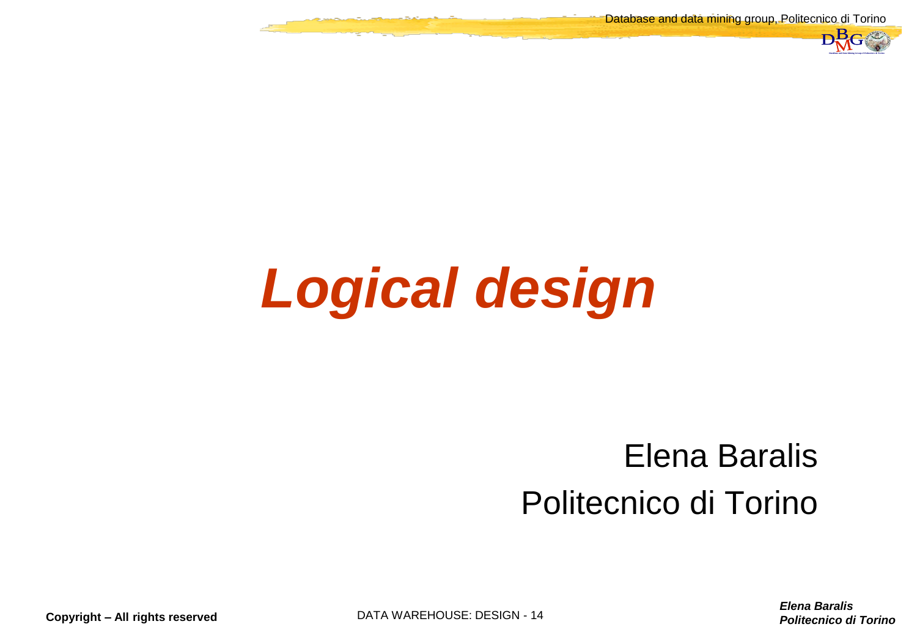# *Logical design*

Elena Baralis
Politecnico di Torino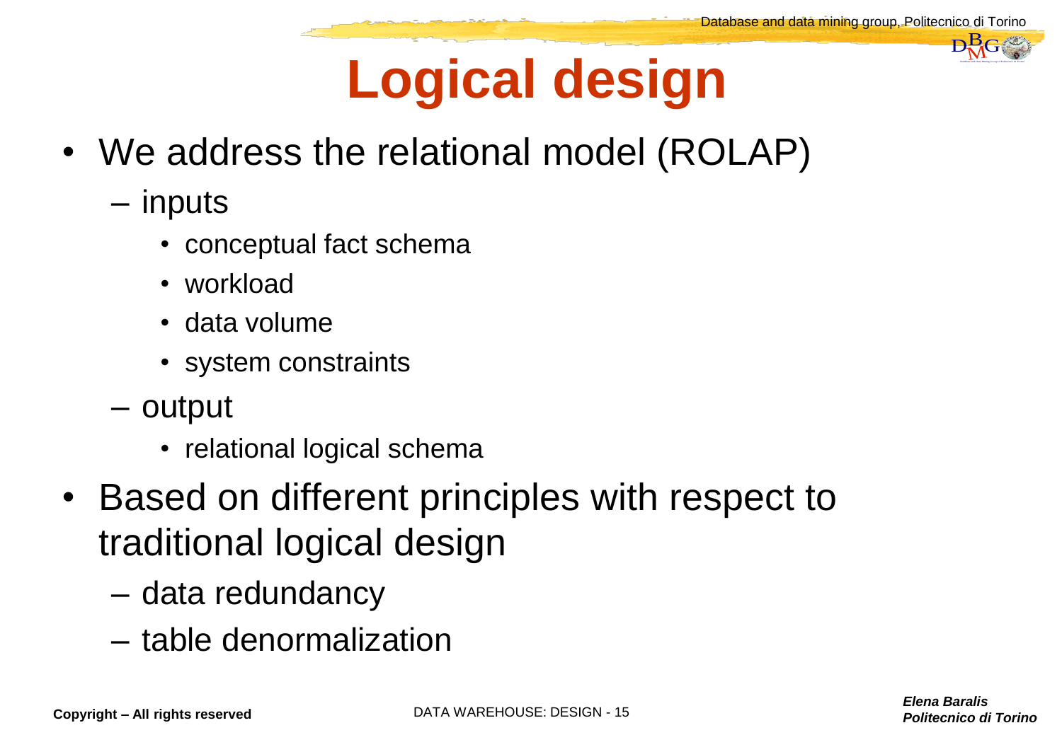# Logical design

- We address the relational model (ROLAP)
  - inputs
    - conceptual fact schema
    - workload
    - data volume
    - system constraints
  - output
    - relational logical schema
- Based on different principles with respect to traditional logical design
  - data redundancy
  - table denormalization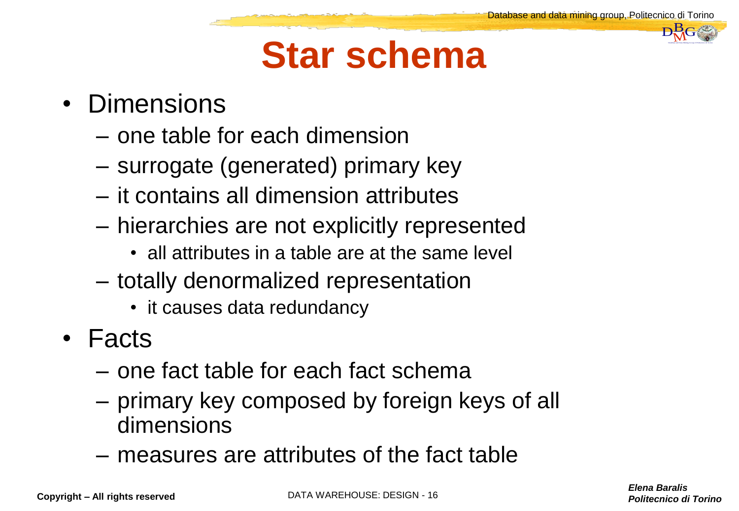# Star schema

- Dimensions
  - one table for each dimension
  - surrogate (generated) primary key
  - it contains all dimension attributes
  - hierarchies are not explicitly represented
    - all attributes in a table are at the same level
  - totally denormalized representation
    - it causes data redundancy
- Facts
  - one fact table for each fact schema
  - primary key composed by foreign keys of all dimensions
  - measures are attributes of the fact table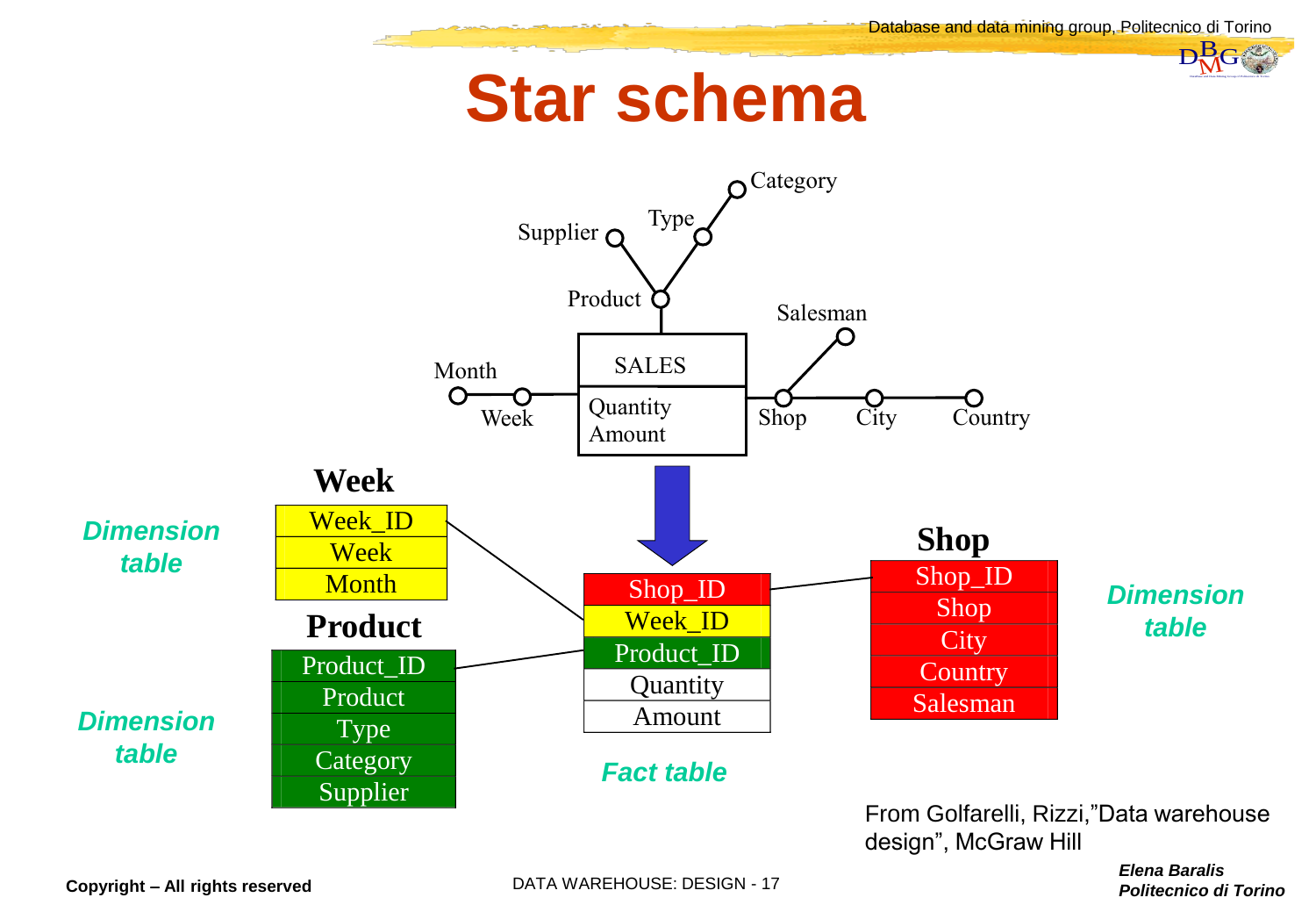# Star schema

**Week**

| Week_ID |
|---|
| Week |
| Month |

*Dimension table*

**Product**

| Product_ID |
|---|
| Product |
| Type |
| Category |
| Supplier |

*Dimension table*

| Shop_ID |
|---|
| Week_ID |
| Product_ID |
| Quantity |
| Amount |

*Fact table*

**Shop**

| Shop_ID |
|---|
| Shop |
| City |
| Country |
| Salesman |

*Dimension table*

From Golfarelli, Rizzi,"Data warehouse design", McGraw Hill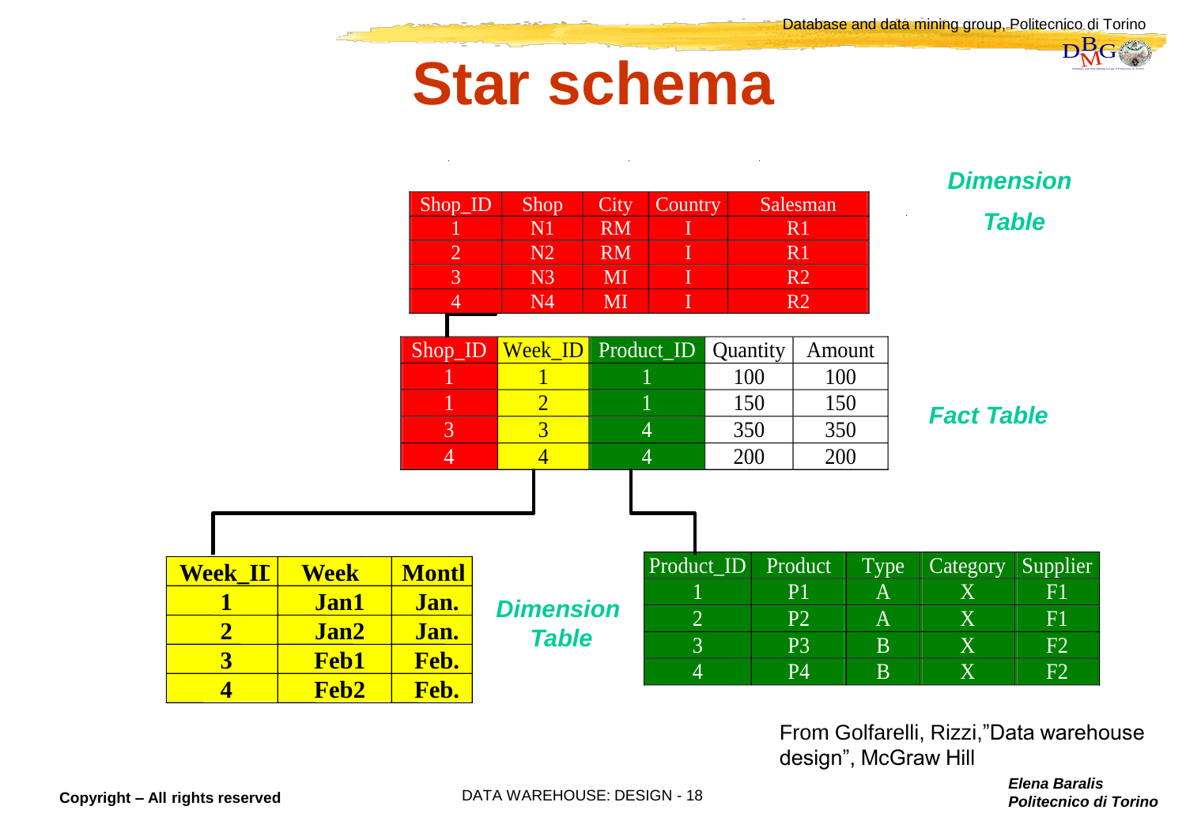# Star schema

**Dimension Table**

| Shop_ID | Shop | City | Country | Salesman |
|---|---|---|---|---|
| 1 | N1 | RM | I | R1 |
| 2 | N2 | RM | I | R1 |
| 3 | N3 | MI | I | R2 |
| 4 | N4 | MI | I | R2 |

**Fact Table**

| Shop_ID | Week_ID | Product_ID | Quantity | Amount |
|---|---|---|---|---|
| 1 | 1 | 1 | 100 | 100 |
| 1 | 2 | 1 | 150 | 150 |
| 3 | 3 | 4 | 350 | 350 |
| 4 | 4 | 4 | 200 | 200 |

**Dimension Table**

| Week_ID | Week | Month |
|---|---|---|
| 1 | Jan1 | Jan. |
| 2 | Jan2 | Jan. |
| 3 | Feb1 | Feb. |
| 4 | Feb2 | Feb. |

| Product_ID | Product | Type | Category | Supplier |
|---|---|---|---|---|
| 1 | P1 | A | X | F1 |
| 2 | P2 | A | X | F1 |
| 3 | P3 | B | X | F2 |
| 4 | P4 | B | X | F2 |

From Golfarelli, Rizzi,"Data warehouse design", McGraw Hill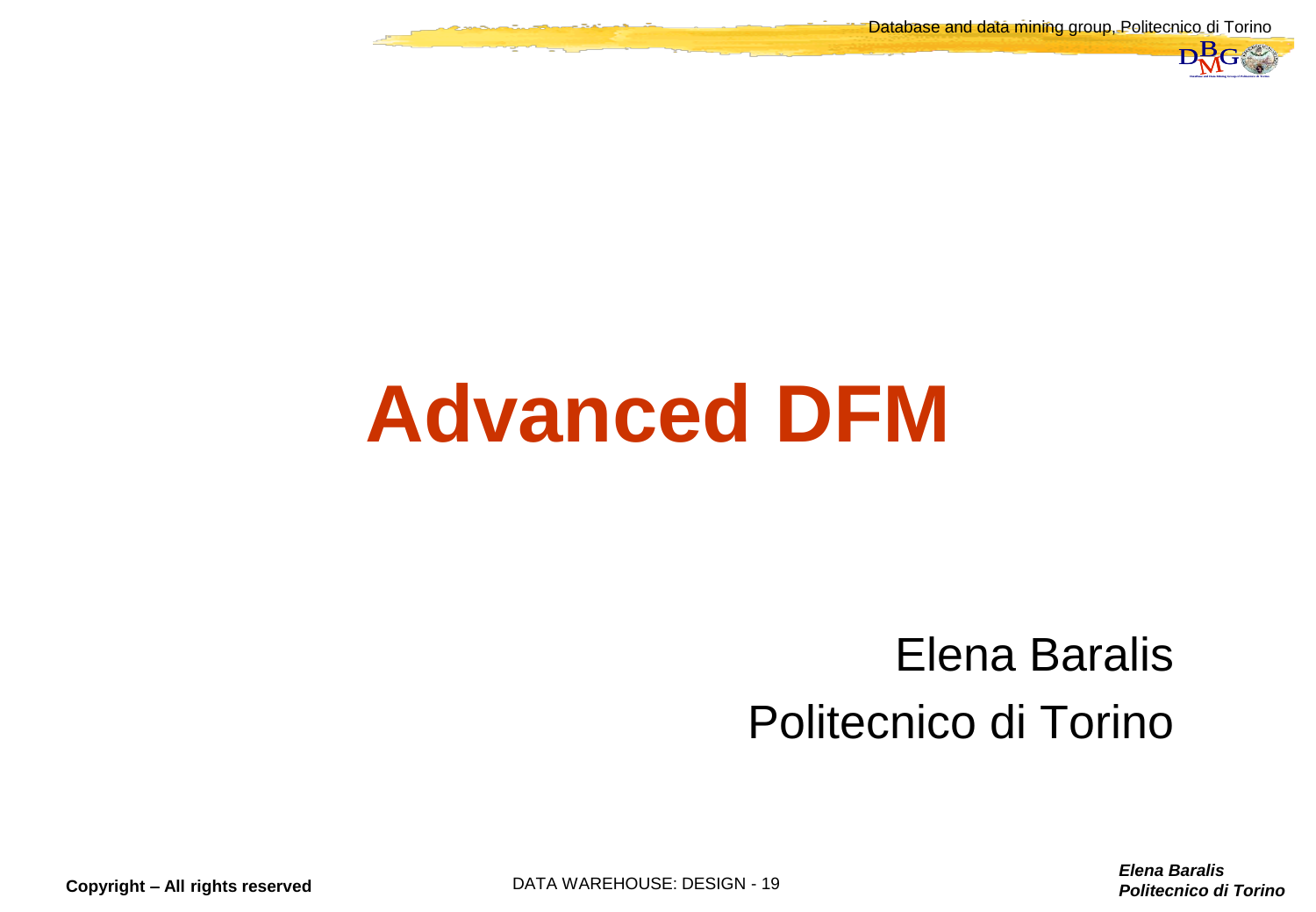# Advanced DFM

Elena Baralis

Politecnico di Torino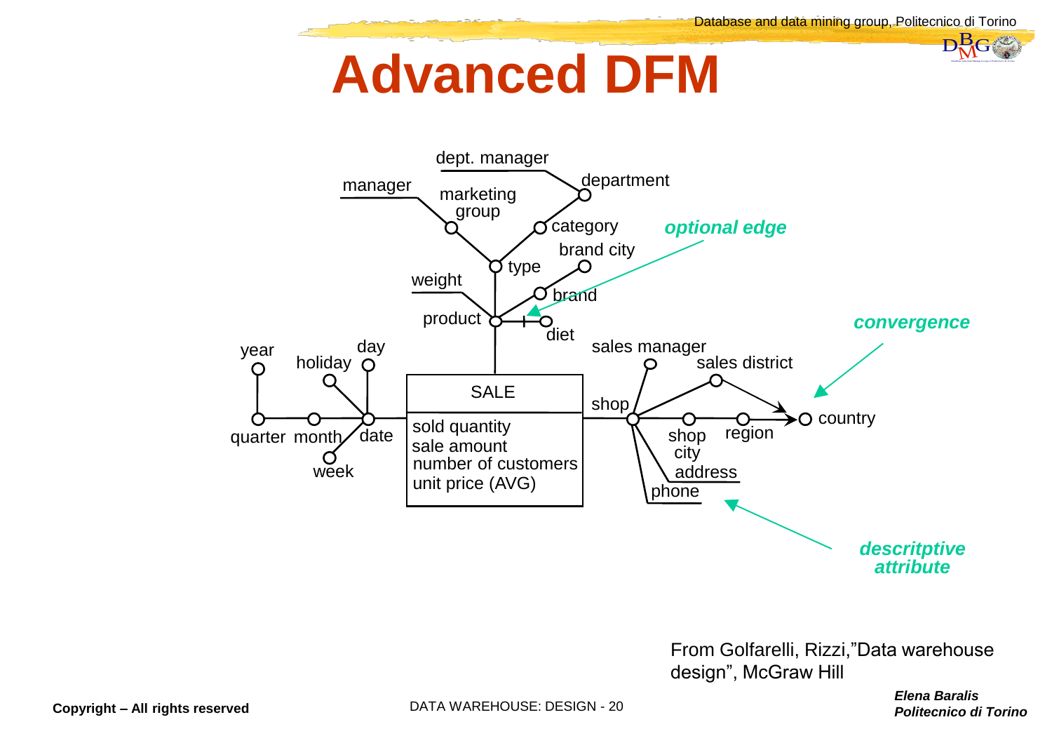# Advanced DFM

dept. manager

manager

marketing group

department

category

optional edge

brand city

type

brand

weight

product

diet

convergence

year

day

holiday

sales manager

sales district

SALE

shop

sold quantity
sale amount
number of customers
unit price (AVG)

country

quarter

month

date

shop city

region

week

address

phone

descritptive attribute

From Golfarelli, Rizzi,"Data warehouse design", McGraw Hill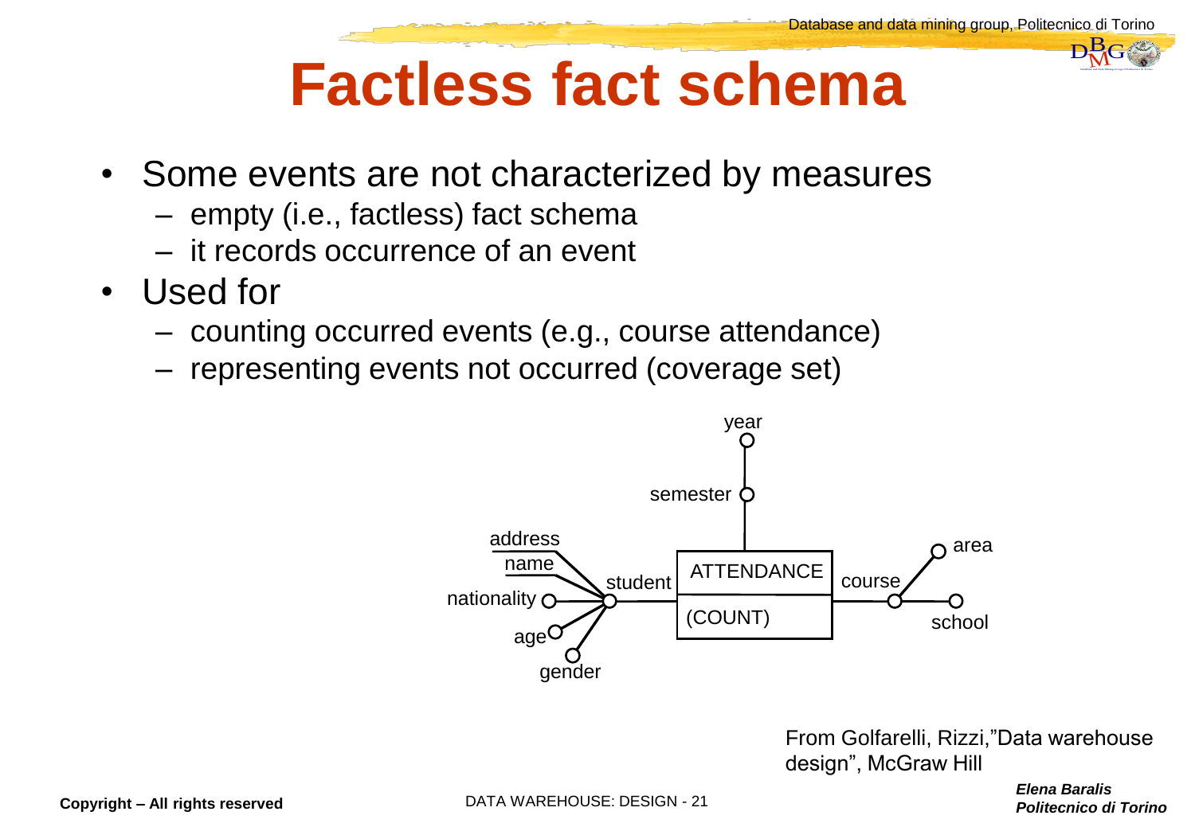# Factless fact schema

- Some events are not characterized by measures
  - empty (i.e., factless) fact schema
  - it records occurrence of an event
- Used for
  - counting occurred events (e.g., course attendance)
  - representing events not occurred (coverage set)

year

semester

address

name

student

ATTENDANCE

(COUNT)

course

area

school

nationality

age

gender

From Golfarelli, Rizzi,"Data warehouse design", McGraw Hill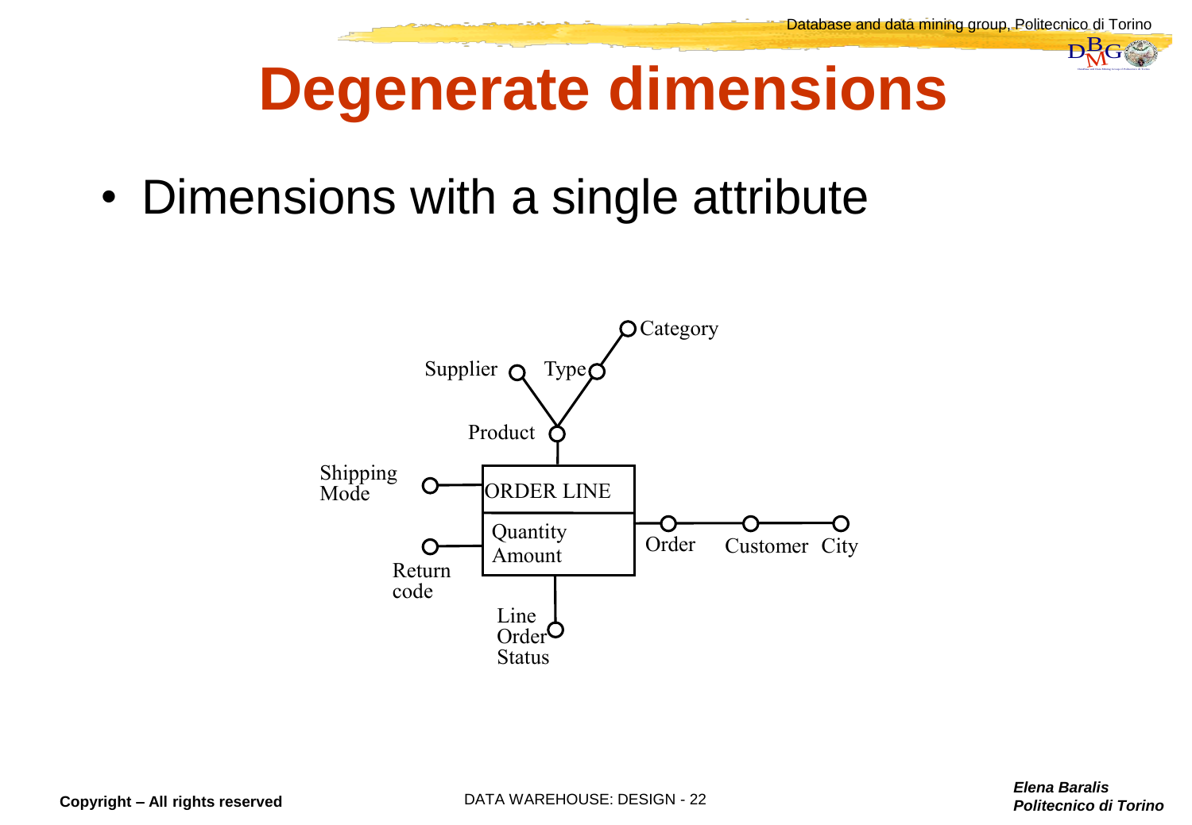# Degenerate dimensions

- Dimensions with a single attribute

Category
Supplier Type
Product
Shipping Mode
ORDER LINE
Quantity
Amount
Order Customer City
Return code
Line Order Status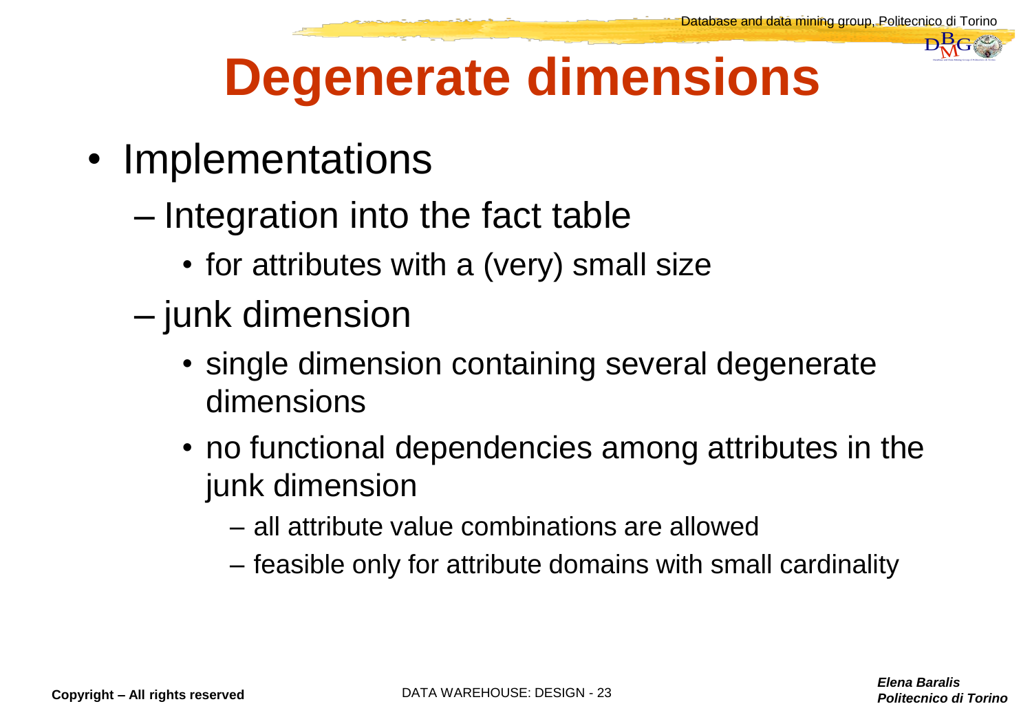# Degenerate dimensions

- Implementations
  - Integration into the fact table
    - for attributes with a (very) small size
  - junk dimension
    - single dimension containing several degenerate dimensions
    - no functional dependencies among attributes in the junk dimension
      - all attribute value combinations are allowed
      - feasible only for attribute domains with small cardinality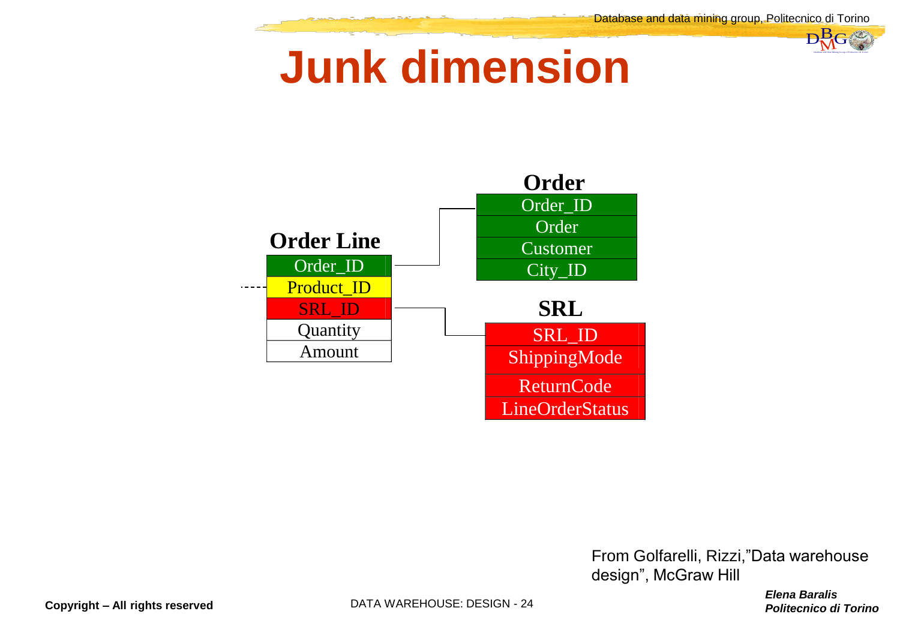# Junk dimension

**Order Line**

| Order Line |
| --- |
| Order_ID |
| Product_ID |
| SRL_ID |
| Quantity |
| Amount |

**Order**

| Order |
| --- |
| Order_ID |
| Order |
| Customer |
| City_ID |

**SRL**

| SRL |
| --- |
| SRL_ID |
| ShippingMode |
| ReturnCode |
| LineOrderStatus |

From Golfarelli, Rizzi,"Data warehouse design", McGraw Hill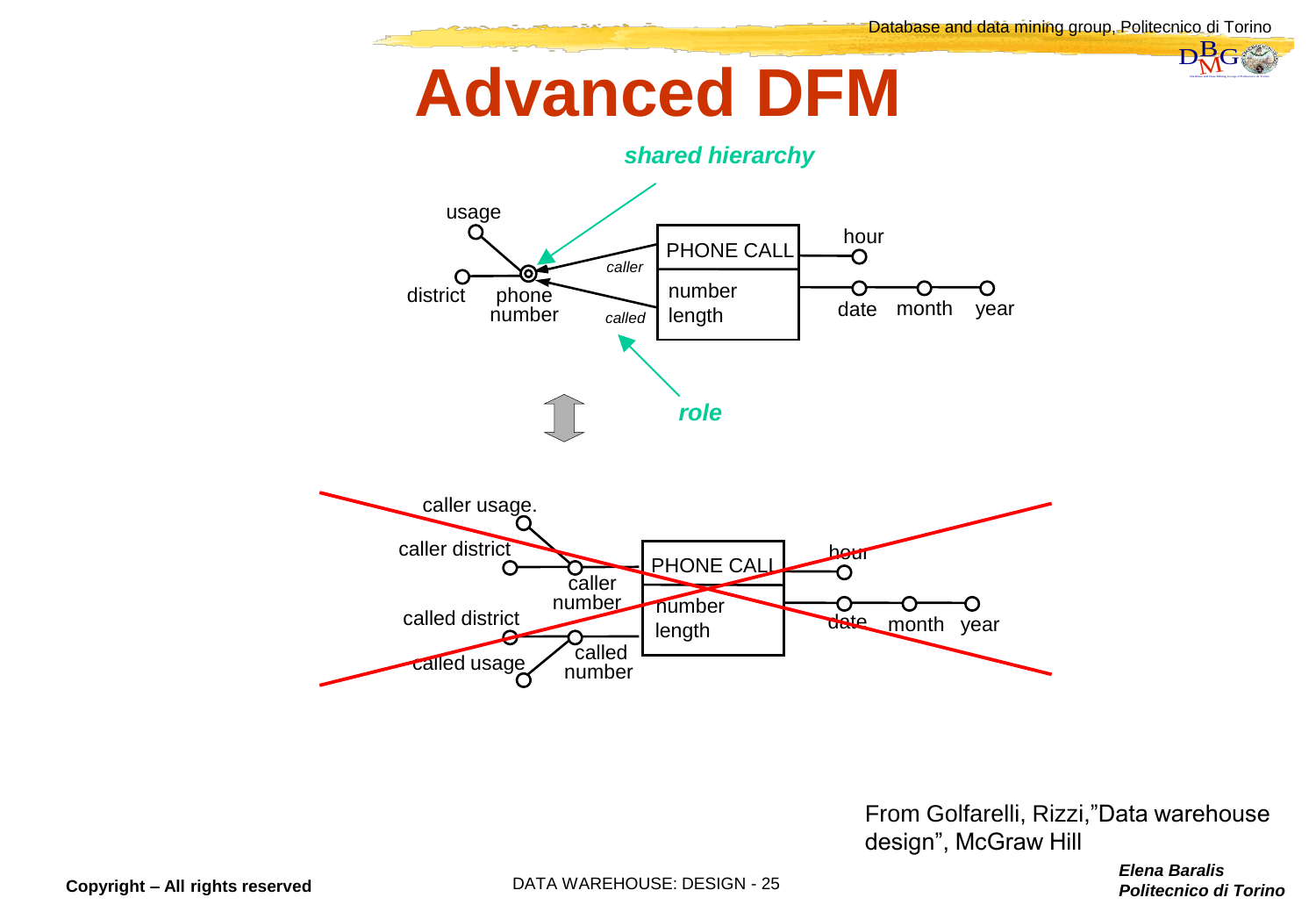# Advanced DFM

*shared hierarchy*

usage

district

phone number

caller

called

PHONE CALL

number

length

hour

date month year

*role*

caller usage.

caller district

caller number

called district

called usage

called number

PHONE CALL

number

length

hour

date month year

From Golfarelli, Rizzi,"Data warehouse design", McGraw Hill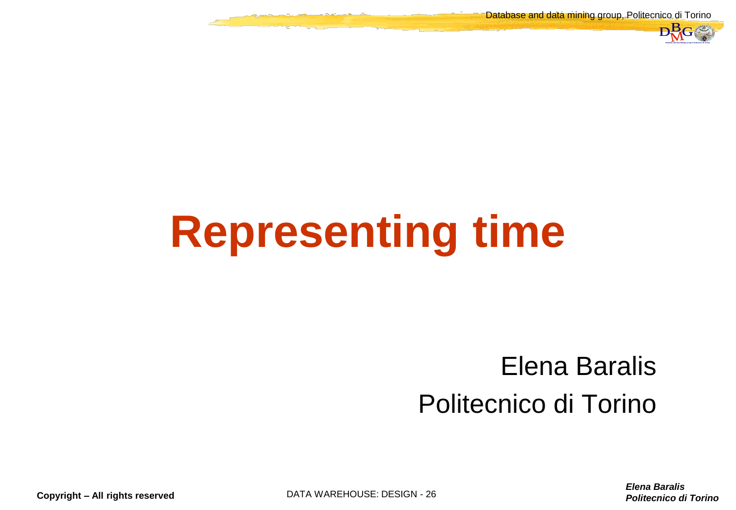# Representing time

Elena Baralis
Politecnico di Torino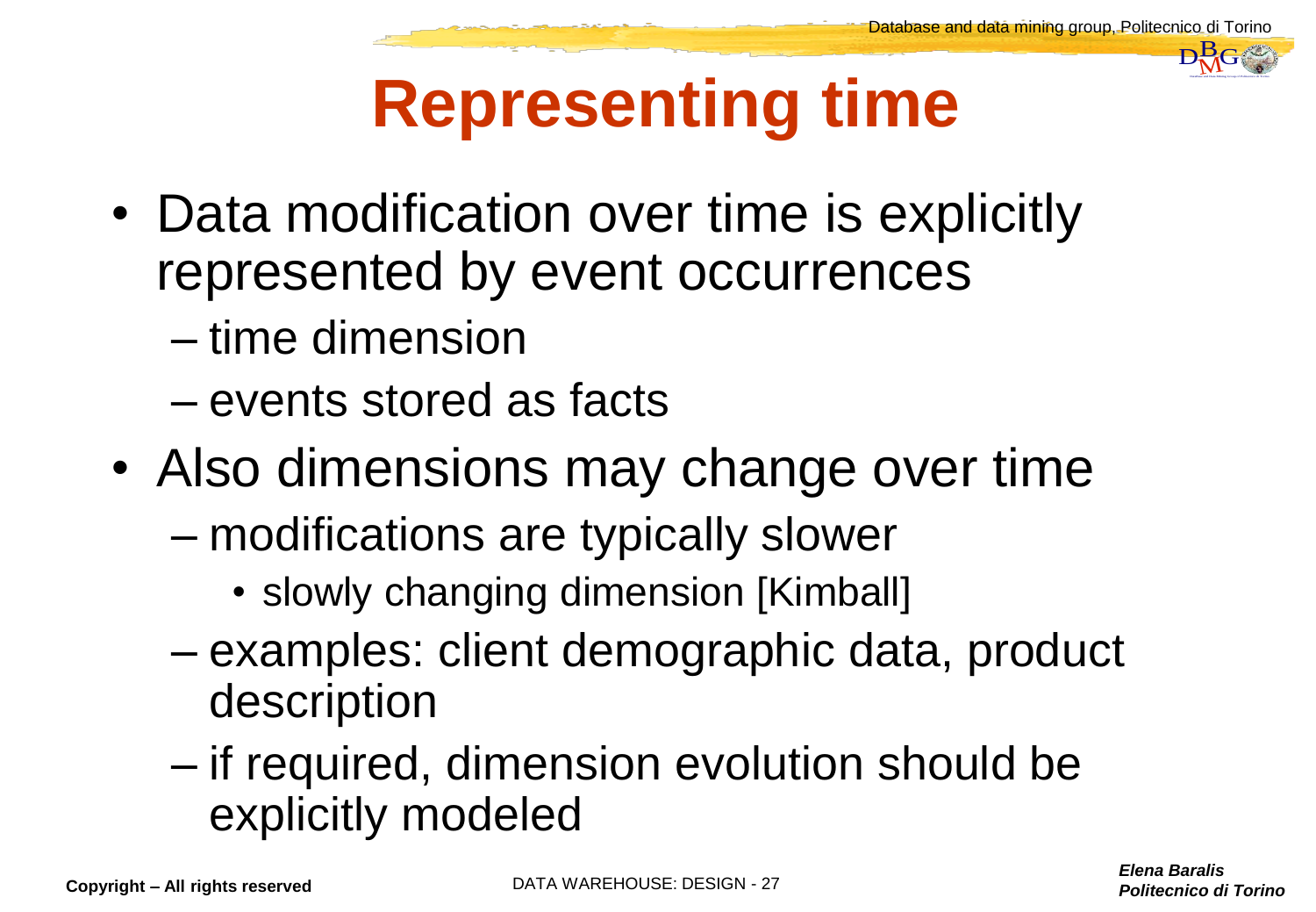# Representing time

- Data modification over time is explicitly represented by event occurrences
  - time dimension
  - events stored as facts
- Also dimensions may change over time
  - modifications are typically slower
    - slowly changing dimension [Kimball]
  - examples: client demographic data, product description
  - if required, dimension evolution should be explicitly modeled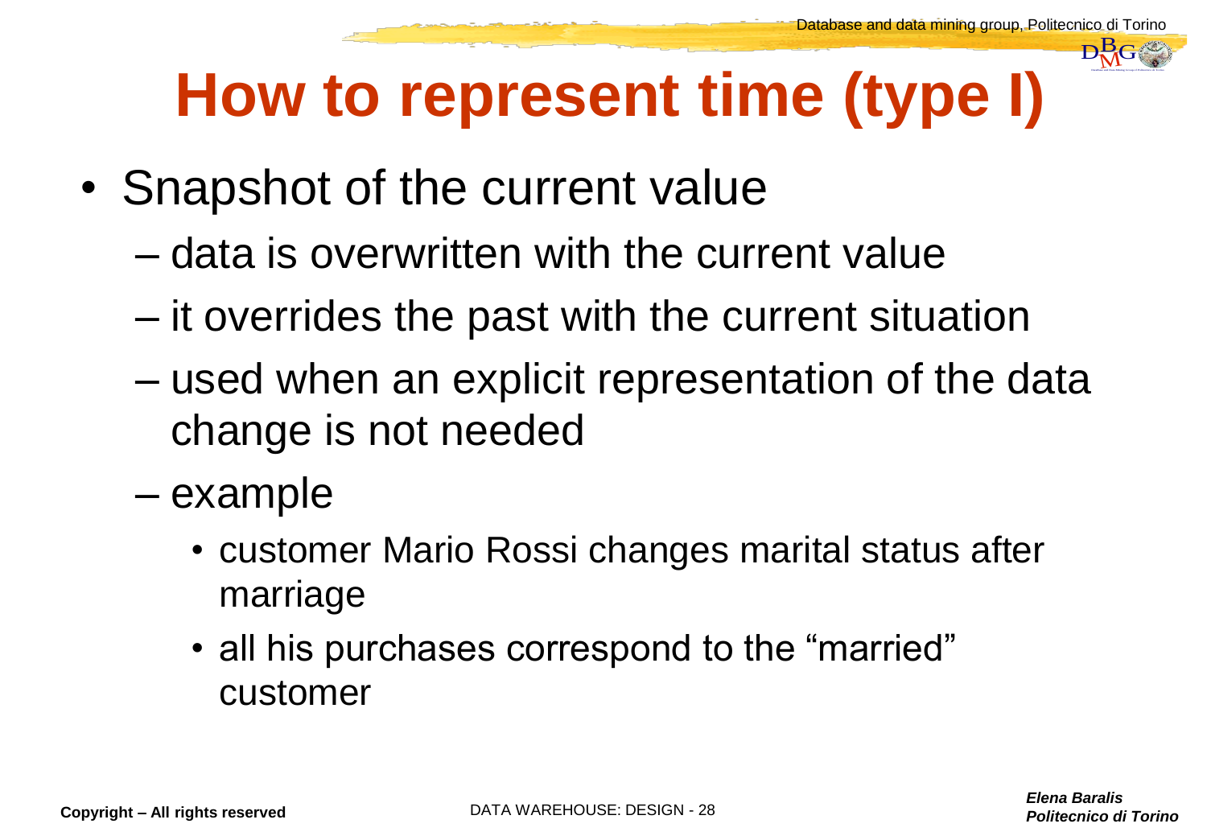# How to represent time (type I)

- Snapshot of the current value
  - data is overwritten with the current value
  - it overrides the past with the current situation
  - used when an explicit representation of the data change is not needed
  - example
    - customer Mario Rossi changes marital status after marriage
    - all his purchases correspond to the “married” customer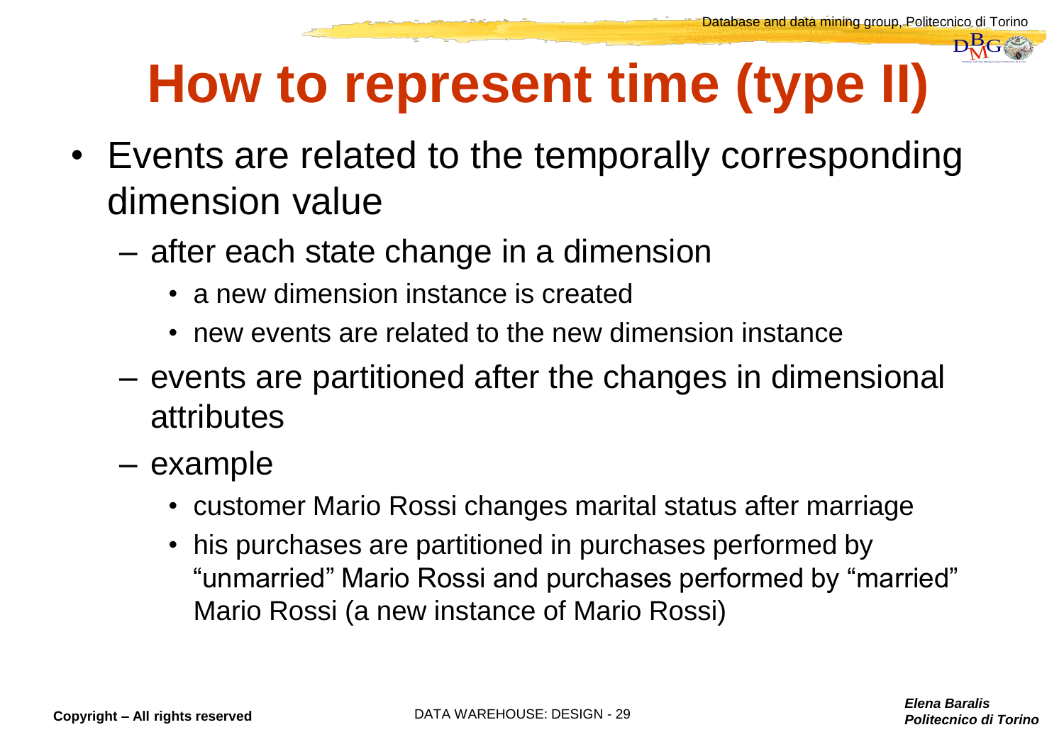# How to represent time (type II)

- Events are related to the temporally corresponding dimension value
  - after each state change in a dimension
    - a new dimension instance is created
    - new events are related to the new dimension instance
  - events are partitioned after the changes in dimensional attributes
  - example
    - customer Mario Rossi changes marital status after marriage
    - his purchases are partitioned in purchases performed by “unmarried” Mario Rossi and purchases performed by “married” Mario Rossi (a new instance of Mario Rossi)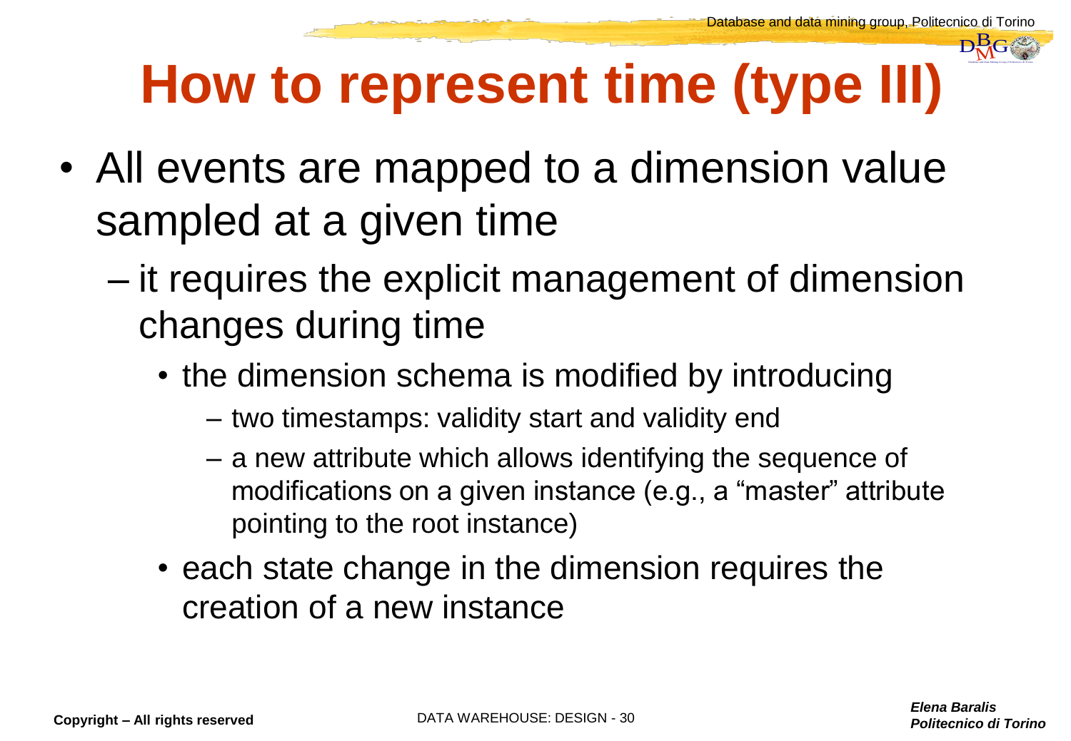# How to represent time (type III)

- All events are mapped to a dimension value sampled at a given time
  - it requires the explicit management of dimension changes during time
    - the dimension schema is modified by introducing
      - two timestamps: validity start and validity end
      - a new attribute which allows identifying the sequence of modifications on a given instance (e.g., a “master” attribute pointing to the root instance)
    - each state change in the dimension requires the creation of a new instance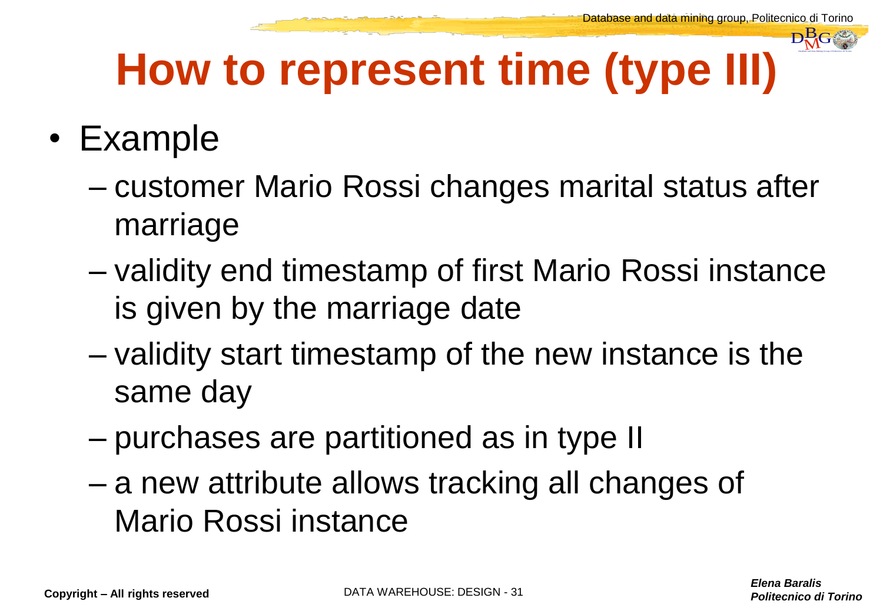# How to represent time (type III)

- Example
  - customer Mario Rossi changes marital status after marriage
  - validity end timestamp of first Mario Rossi instance is given by the marriage date
  - validity start timestamp of the new instance is the same day
  - purchases are partitioned as in type II
  - a new attribute allows tracking all changes of Mario Rossi instance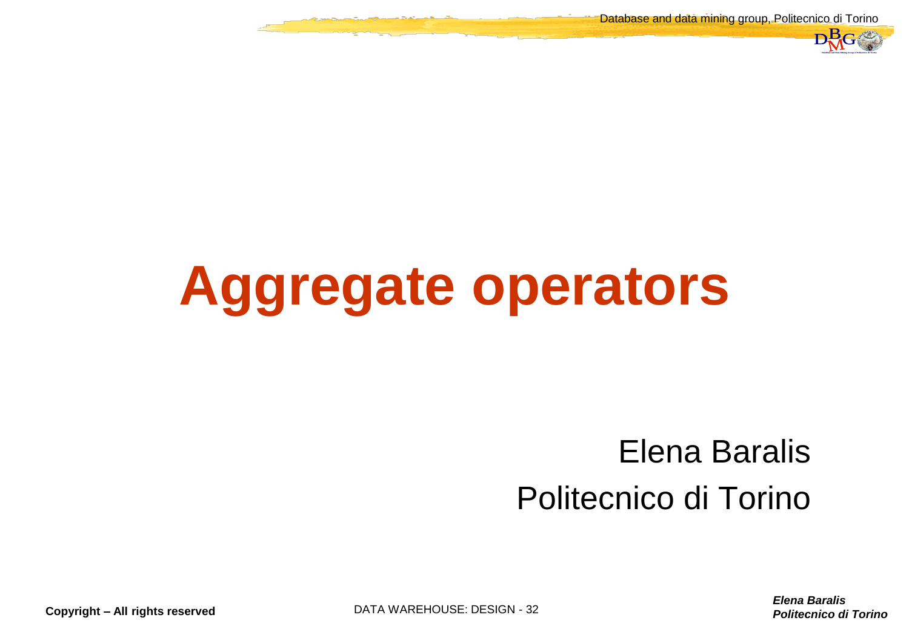# Aggregate operators

Elena Baralis

Politecnico di Torino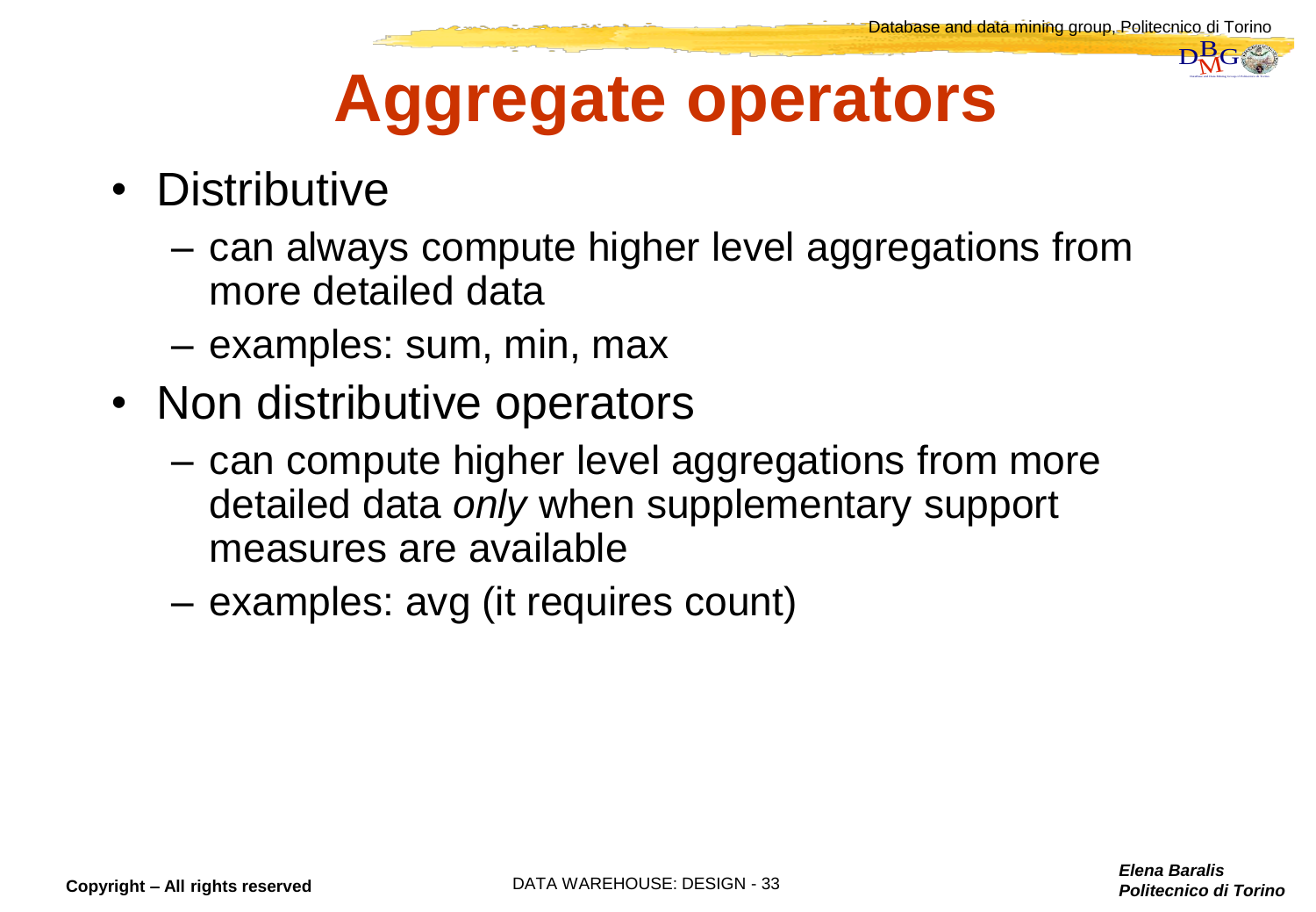# Aggregate operators

- Distributive
  - can always compute higher level aggregations from more detailed data
  - examples: sum, min, max
- Non distributive operators
  - can compute higher level aggregations from more detailed data *only* when supplementary support measures are available
  - examples: avg (it requires count)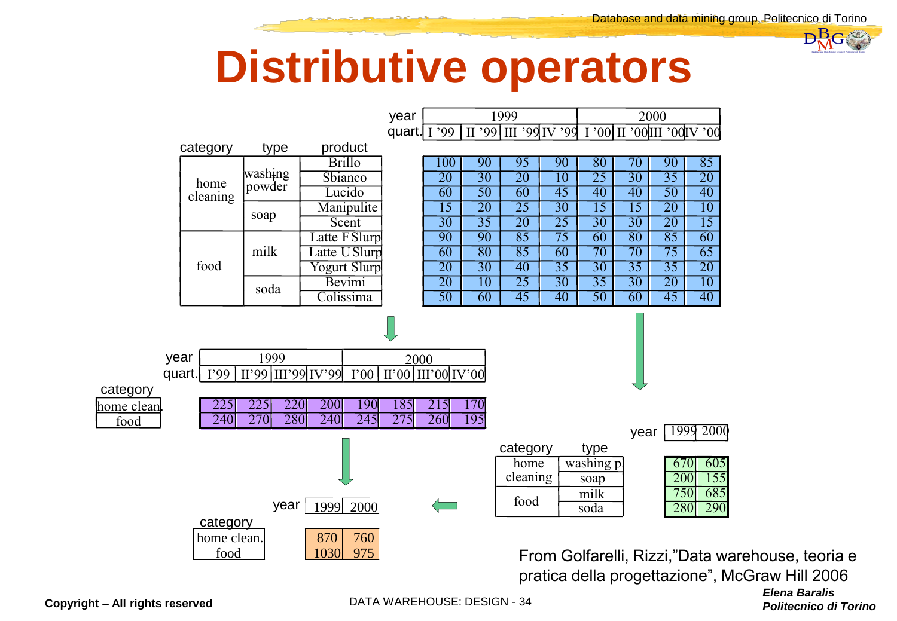# Distributive operators

| category | type | product | I '99 | II '99 | III '99 | IV '99 | I '00 | II '00 | III '00 | IV '00 |
|---|---|---|---|---|---|---|---|---|---|---|
| | | | **1999** | | | | **2000** | | | |
| home cleaning | washing powder | Brillo | 100 | 90 | 95 | 90 | 80 | 70 | 90 | 85 |
| | | Sbianco | 20 | 30 | 20 | 10 | 25 | 30 | 35 | 20 |
| | | Lucido | 60 | 50 | 60 | 45 | 40 | 40 | 50 | 40 |
| | soap | Manipulite | 15 | 20 | 25 | 30 | 15 | 15 | 20 | 10 |
| | | Scent | 30 | 35 | 20 | 25 | 30 | 30 | 20 | 15 |
| food | milk | Latte F Slurp | 90 | 90 | 85 | 75 | 60 | 80 | 85 | 60 |
| | | Latte U Slurp | 60 | 80 | 85 | 60 | 70 | 70 | 75 | 65 |
| | | Yogurt Slurp | 20 | 30 | 40 | 35 | 30 | 35 | 35 | 20 |
| | soda | Bevimi | 20 | 10 | 25 | 30 | 35 | 30 | 20 | 10 |
| | | Colissima | 50 | 60 | 45 | 40 | 50 | 60 | 45 | 40 |

| category | I'99 | II'99 | III'99 | IV'99 | I'00 | II'00 | III'00 | IV'00 |
|---|---|---|---|---|---|---|---|---|
| | **1999** | | | | **2000** | | | |
| home clean. | 225 | 225 | 220 | 200 | 190 | 185 | 215 | 170 |
| food | 240 | 270 | 280 | 240 | 245 | 275 | 260 | 195 |

| category | type | 1999 | 2000 |
|---|---|---|---|
| home cleaning | washing p | 670 | 605 |
| | soap | 200 | 155 |
| food | milk | 750 | 685 |
| | soda | 280 | 290 |

| category | 1999 | 2000 |
|---|---|---|
| home clean. | 870 | 760 |
| food | 1030 | 975 |

From Golfarelli, Rizzi,"Data warehouse, teoria e pratica della progettazione", McGraw Hill 2006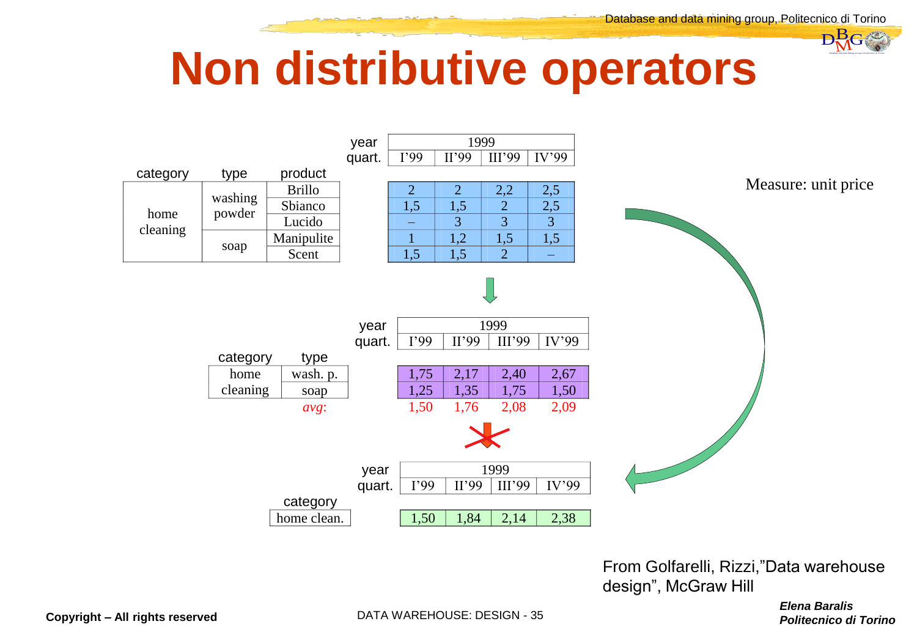# Non distributive operators

Measure: unit price

| category | type | product | I'99 | II'99 | III'99 | IV'99 |
|---|---|---|---|---|---|---|
| | | | 1999 | | | |
| home cleaning | washing powder | Brillo | 2 | 2 | 2,2 | 2,5 |
| | | Sbianco | 1,5 | 1,5 | 2 | 2,5 |
| | | Lucido | – | 3 | 3 | 3 |
| | soap | Manipulite | 1 | 1,2 | 1,5 | 1,5 |
| | | Scent | 1,5 | 1,5 | 2 | – |

| category | type | I'99 | II'99 | III'99 | IV'99 |
|---|---|---|---|---|---|
| | | 1999 | | | |
| home cleaning | wash. p. | 1,75 | 2,17 | 2,40 | 2,67 |
| | soap | 1,25 | 1,35 | 1,75 | 1,50 |
| | *avg*: | 1,50 | 1,76 | 2,08 | 2,09 |

| category | I'99 | II'99 | III'99 | IV'99 |
|---|---|---|---|---|
| | 1999 | | | |
| home clean. | 1,50 | 1,84 | 2,14 | 2,38 |

From Golfarelli, Rizzi,"Data warehouse design", McGraw Hill